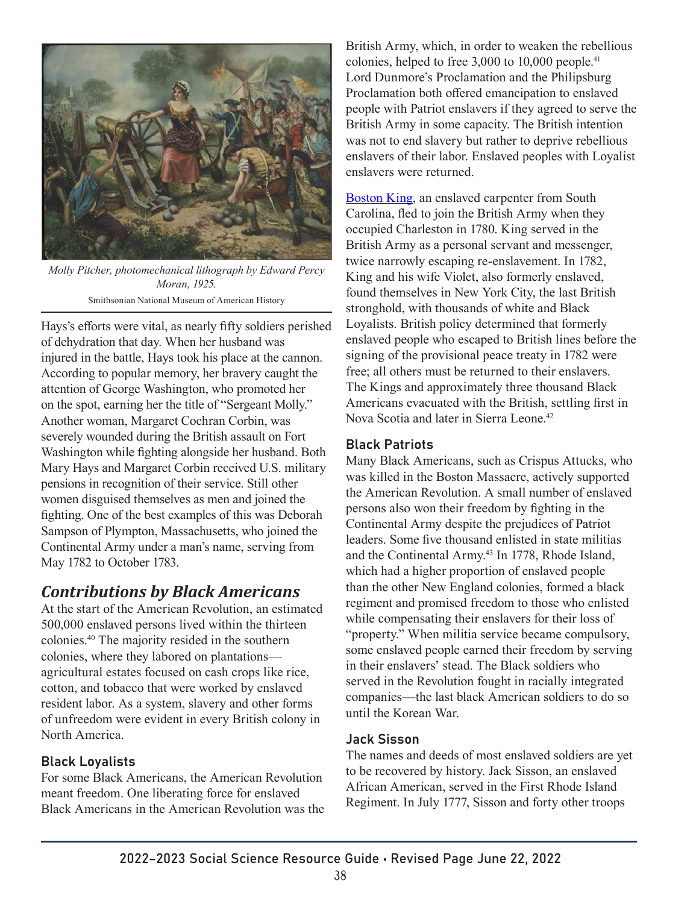*Molly Pitcher, photomechanical lithograph by Edward Percy Moran, 1925.*

Smithsonian National Museum of American History

Hays's efforts were vital, as nearly fifty soldiers perished of dehydration that day. When her husband was injured in the battle, Hays took his place at the cannon. According to popular memory, her bravery caught the attention of George Washington, who promoted her on the spot, earning her the title of "Sergeant Molly." Another woman, Margaret Cochran Corbin, was severely wounded during the British assault on Fort Washington while fighting alongside her husband. Both Mary Hays and Margaret Corbin received U.S. military pensions in recognition of their service. Still other women disguised themselves as men and joined the fighting. One of the best examples of this was Deborah Sampson of Plympton, Massachusetts, who joined the Continental Army under a man's name, serving from May 1782 to October 1783.

## *Contributions by Black Americans*

At the start of the American Revolution, an estimated 500,000 enslaved persons lived within the thirteen colonies.[40] The majority resided in the southern colonies, where they labored on plantations—agricultural estates focused on cash crops like rice, cotton, and tobacco that were worked by enslaved resident labor. As a system, slavery and other forms of unfreedom were evident in every British colony in North America.

### Black Loyalists

For some Black Americans, the American Revolution meant freedom. One liberating force for enslaved Black Americans in the American Revolution was the British Army, which, in order to weaken the rebellious colonies, helped to free 3,000 to 10,000 people.[41] Lord Dunmore's Proclamation and the Philipsburg Proclamation both offered emancipation to enslaved people with Patriot enslavers if they agreed to serve the British Army in some capacity. The British intention was not to end slavery but rather to deprive rebellious enslavers of their labor. Enslaved peoples with Loyalist enslavers were returned.

Boston King, an enslaved carpenter from South Carolina, fled to join the British Army when they occupied Charleston in 1780. King served in the British Army as a personal servant and messenger, twice narrowly escaping re-enslavement. In 1782, King and his wife Violet, also formerly enslaved, found themselves in New York City, the last British stronghold, with thousands of white and Black Loyalists. British policy determined that formerly enslaved people who escaped to British lines before the signing of the provisional peace treaty in 1782 were free; all others must be returned to their enslavers. The Kings and approximately three thousand Black Americans evacuated with the British, settling first in Nova Scotia and later in Sierra Leone.[42]

### Black Patriots

Many Black Americans, such as Crispus Attucks, who was killed in the Boston Massacre, actively supported the American Revolution. A small number of enslaved persons also won their freedom by fighting in the Continental Army despite the prejudices of Patriot leaders. Some five thousand enlisted in state militias and the Continental Army.[43] In 1778, Rhode Island, which had a higher proportion of enslaved people than the other New England colonies, formed a black regiment and promised freedom to those who enlisted while compensating their enslavers for their loss of "property." When militia service became compulsory, some enslaved people earned their freedom by serving in their enslavers' stead. The Black soldiers who served in the Revolution fought in racially integrated companies—the last black American soldiers to do so until the Korean War.

### Jack Sisson

The names and deeds of most enslaved soldiers are yet to be recovered by history. Jack Sisson, an enslaved African American, served in the First Rhode Island Regiment. In July 1777, Sisson and forty other troops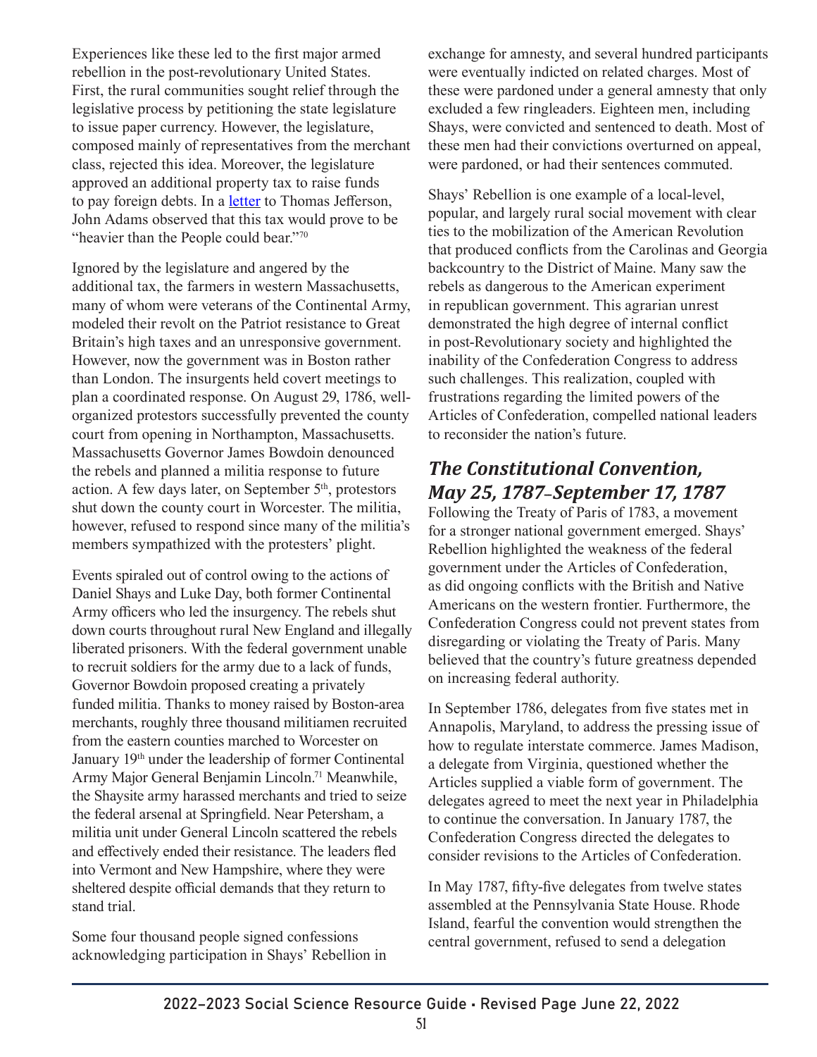Experiences like these led to the first major armed rebellion in the post-revolutionary United States. First, the rural communities sought relief through the legislative process by petitioning the state legislature to issue paper currency. However, the legislature, composed mainly of representatives from the merchant class, rejected this idea. Moreover, the legislature approved an additional property tax to raise funds to pay foreign debts. In a letter to Thomas Jefferson, John Adams observed that this tax would prove to be "heavier than the People could bear."[70]

Ignored by the legislature and angered by the additional tax, the farmers in western Massachusetts, many of whom were veterans of the Continental Army, modeled their revolt on the Patriot resistance to Great Britain's high taxes and an unresponsive government. However, now the government was in Boston rather than London. The insurgents held covert meetings to plan a coordinated response. On August 29, 1786, well-organized protestors successfully prevented the county court from opening in Northampton, Massachusetts. Massachusetts Governor James Bowdoin denounced the rebels and planned a militia response to future action. A few days later, on September 5th, protestors shut down the county court in Worcester. The militia, however, refused to respond since many of the militia's members sympathized with the protesters' plight.

Events spiraled out of control owing to the actions of Daniel Shays and Luke Day, both former Continental Army officers who led the insurgency. The rebels shut down courts throughout rural New England and illegally liberated prisoners. With the federal government unable to recruit soldiers for the army due to a lack of funds, Governor Bowdoin proposed creating a privately funded militia. Thanks to money raised by Boston-area merchants, roughly three thousand militiamen recruited from the eastern counties marched to Worcester on January 19th under the leadership of former Continental Army Major General Benjamin Lincoln.[71] Meanwhile, the Shaysite army harassed merchants and tried to seize the federal arsenal at Springfield. Near Petersham, a militia unit under General Lincoln scattered the rebels and effectively ended their resistance. The leaders fled into Vermont and New Hampshire, where they were sheltered despite official demands that they return to stand trial.

Some four thousand people signed confessions acknowledging participation in Shays' Rebellion in exchange for amnesty, and several hundred participants were eventually indicted on related charges. Most of these were pardoned under a general amnesty that only excluded a few ringleaders. Eighteen men, including Shays, were convicted and sentenced to death. Most of these men had their convictions overturned on appeal, were pardoned, or had their sentences commuted.

Shays' Rebellion is one example of a local-level, popular, and largely rural social movement with clear ties to the mobilization of the American Revolution that produced conflicts from the Carolinas and Georgia backcountry to the District of Maine. Many saw the rebels as dangerous to the American experiment in republican government. This agrarian unrest demonstrated the high degree of internal conflict in post-Revolutionary society and highlighted the inability of the Confederation Congress to address such challenges. This realization, coupled with frustrations regarding the limited powers of the Articles of Confederation, compelled national leaders to reconsider the nation's future.

## *The Constitutional Convention, May 25, 1787–September 17, 1787*

Following the Treaty of Paris of 1783, a movement for a stronger national government emerged. Shays' Rebellion highlighted the weakness of the federal government under the Articles of Confederation, as did ongoing conflicts with the British and Native Americans on the western frontier. Furthermore, the Confederation Congress could not prevent states from disregarding or violating the Treaty of Paris. Many believed that the country's future greatness depended on increasing federal authority.

In September 1786, delegates from five states met in Annapolis, Maryland, to address the pressing issue of how to regulate interstate commerce. James Madison, a delegate from Virginia, questioned whether the Articles supplied a viable form of government. The delegates agreed to meet the next year in Philadelphia to continue the conversation. In January 1787, the Confederation Congress directed the delegates to consider revisions to the Articles of Confederation.

In May 1787, fifty-five delegates from twelve states assembled at the Pennsylvania State House. Rhode Island, fearful the convention would strengthen the central government, refused to send a delegation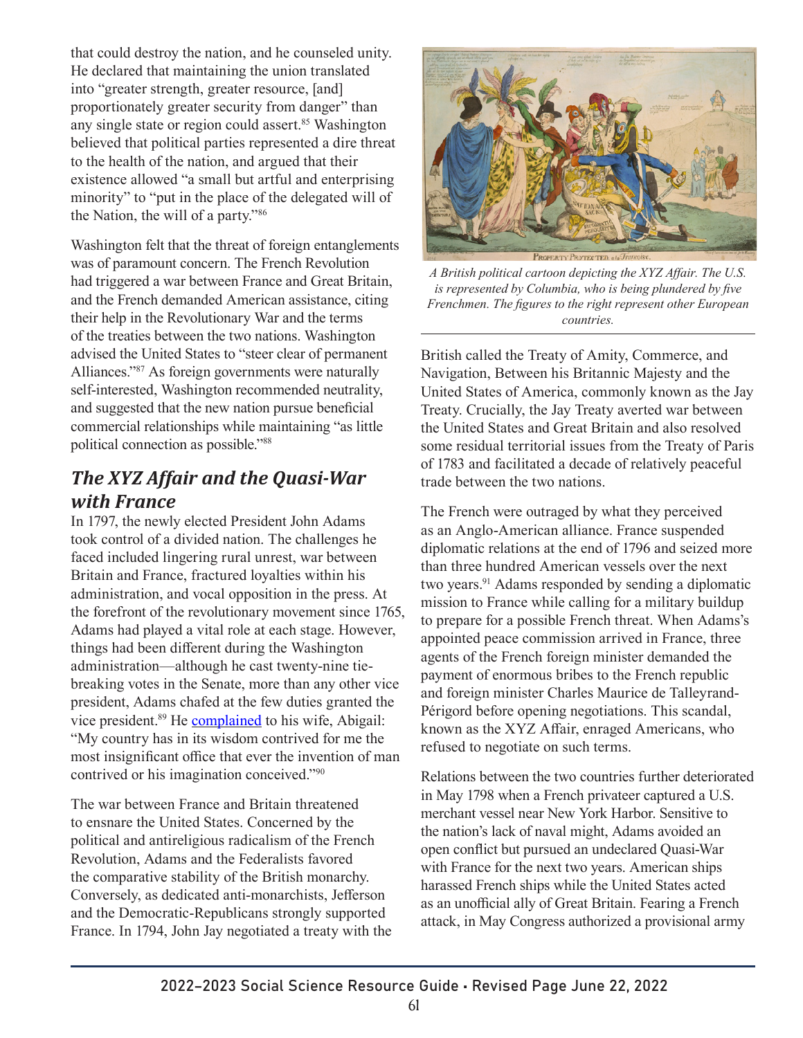that could destroy the nation, and he counseled unity. He declared that maintaining the union translated into "greater strength, greater resource, [and] proportionately greater security from danger" than any single state or region could assert.[85] Washington believed that political parties represented a dire threat to the health of the nation, and argued that their existence allowed "a small but artful and enterprising minority" to "put in the place of the delegated will of the Nation, the will of a party."[86]

Washington felt that the threat of foreign entanglements was of paramount concern. The French Revolution had triggered a war between France and Great Britain, and the French demanded American assistance, citing their help in the Revolutionary War and the terms of the treaties between the two nations. Washington advised the United States to "steer clear of permanent Alliances."[87] As foreign governments were naturally self-interested, Washington recommended neutrality, and suggested that the new nation pursue beneficial commercial relationships while maintaining "as little political connection as possible."[88]

## The XYZ Affair and the Quasi-War with France

In 1797, the newly elected President John Adams took control of a divided nation. The challenges he faced included lingering rural unrest, war between Britain and France, fractured loyalties within his administration, and vocal opposition in the press. At the forefront of the revolutionary movement since 1765, Adams had played a vital role at each stage. However, things had been different during the Washington administration—although he cast twenty-nine tie-breaking votes in the Senate, more than any other vice president, Adams chafed at the few duties granted the vice president.[89] He complained to his wife, Abigail: "My country has in its wisdom contrived for me the most insignificant office that ever the invention of man contrived or his imagination conceived."[90]

The war between France and Britain threatened to ensnare the United States. Concerned by the political and antireligious radicalism of the French Revolution, Adams and the Federalists favored the comparative stability of the British monarchy. Conversely, as dedicated anti-monarchists, Jefferson and the Democratic-Republicans strongly supported France. In 1794, John Jay negotiated a treaty with the British called the Treaty of Amity, Commerce, and Navigation, Between his Britannic Majesty and the United States of America, commonly known as the Jay Treaty. Crucially, the Jay Treaty averted war between the United States and Great Britain and also resolved some residual territorial issues from the Treaty of Paris of 1783 and facilitated a decade of relatively peaceful trade between the two nations.

*A British political cartoon depicting the XYZ Affair. The U.S. is represented by Columbia, who is being plundered by five Frenchmen. The figures to the right represent other European countries.*

The French were outraged by what they perceived as an Anglo-American alliance. France suspended diplomatic relations at the end of 1796 and seized more than three hundred American vessels over the next two years.[91] Adams responded by sending a diplomatic mission to France while calling for a military buildup to prepare for a possible French threat. When Adams's appointed peace commission arrived in France, three agents of the French foreign minister demanded the payment of enormous bribes to the French republic and foreign minister Charles Maurice de Talleyrand-Périgord before opening negotiations. This scandal, known as the XYZ Affair, enraged Americans, who refused to negotiate on such terms.

Relations between the two countries further deteriorated in May 1798 when a French privateer captured a U.S. merchant vessel near New York Harbor. Sensitive to the nation's lack of naval might, Adams avoided an open conflict but pursued an undeclared Quasi-War with France for the next two years. American ships harassed French ships while the United States acted as an unofficial ally of Great Britain. Fearing a French attack, in May Congress authorized a provisional army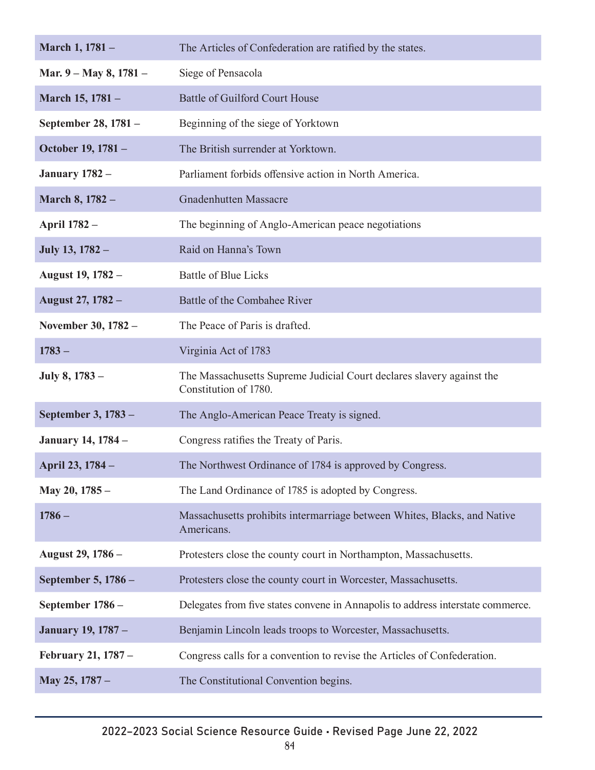| | |
|---|---|
| **March 1, 1781 –** | The Articles of Confederation are ratified by the states. |
| **Mar. 9 – May 8, 1781 –** | Siege of Pensacola |
| **March 15, 1781 –** | Battle of Guilford Court House |
| **September 28, 1781 –** | Beginning of the siege of Yorktown |
| **October 19, 1781 –** | The British surrender at Yorktown. |
| **January 1782 –** | Parliament forbids offensive action in North America. |
| **March 8, 1782 –** | Gnadenhutten Massacre |
| **April 1782 –** | The beginning of Anglo-American peace negotiations |
| **July 13, 1782 –** | Raid on Hanna's Town |
| **August 19, 1782 –** | Battle of Blue Licks |
| **August 27, 1782 –** | Battle of the Combahee River |
| **November 30, 1782 –** | The Peace of Paris is drafted. |
| **1783 –** | Virginia Act of 1783 |
| **July 8, 1783 –** | The Massachusetts Supreme Judicial Court declares slavery against the Constitution of 1780. |
| **September 3, 1783 –** | The Anglo-American Peace Treaty is signed. |
| **January 14, 1784 –** | Congress ratifies the Treaty of Paris. |
| **April 23, 1784 –** | The Northwest Ordinance of 1784 is approved by Congress. |
| **May 20, 1785 –** | The Land Ordinance of 1785 is adopted by Congress. |
| **1786 –** | Massachusetts prohibits intermarriage between Whites, Blacks, and Native Americans. |
| **August 29, 1786 –** | Protesters close the county court in Northampton, Massachusetts. |
| **September 5, 1786 –** | Protesters close the county court in Worcester, Massachusetts. |
| **September 1786 –** | Delegates from five states convene in Annapolis to address interstate commerce. |
| **January 19, 1787 –** | Benjamin Lincoln leads troops to Worcester, Massachusetts. |
| **February 21, 1787 –** | Congress calls for a convention to revise the Articles of Confederation. |
| **May 25, 1787 –** | The Constitutional Convention begins. |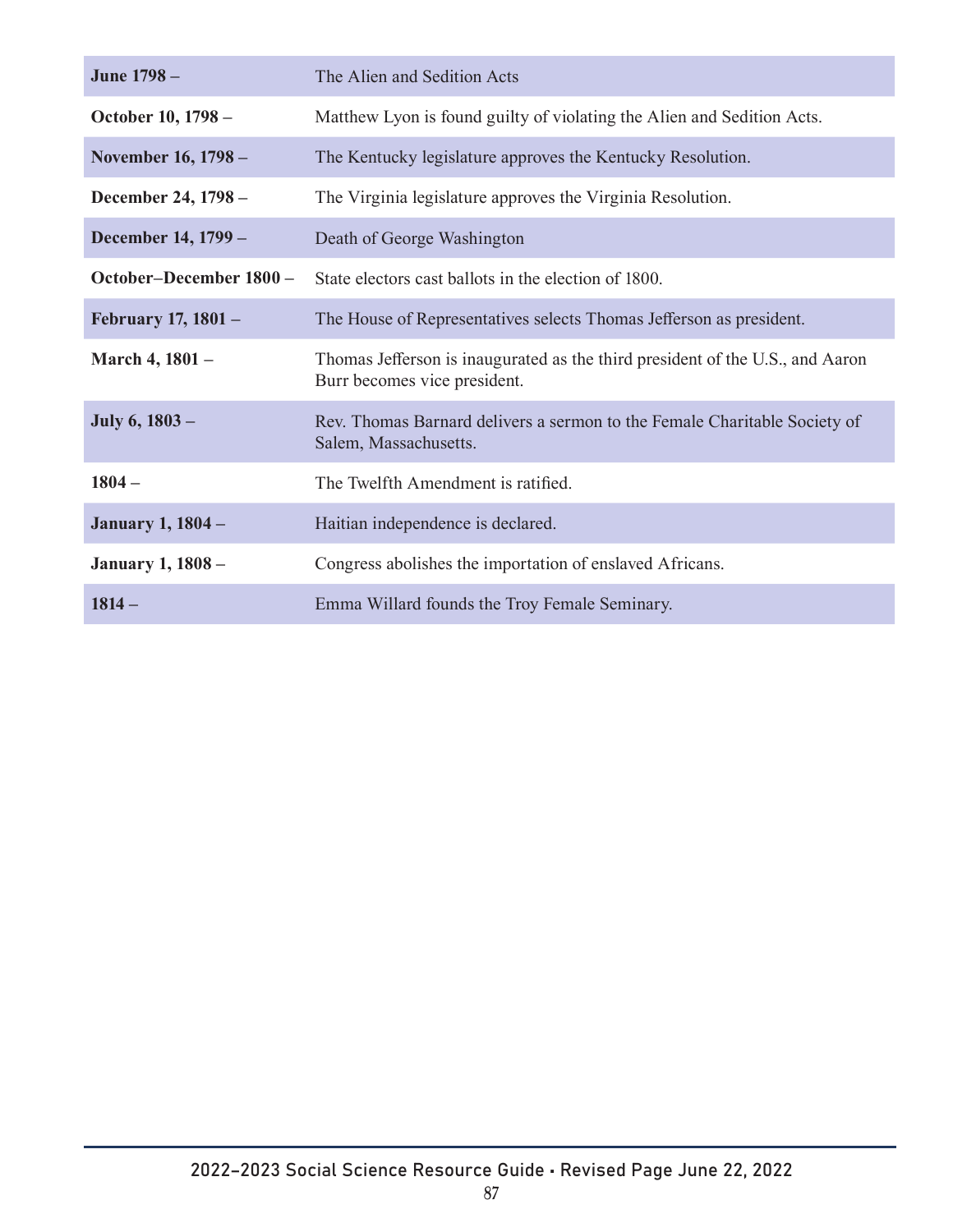| | |
|---|---|
| **June 1798 –** | The Alien and Sedition Acts |
| **October 10, 1798 –** | Matthew Lyon is found guilty of violating the Alien and Sedition Acts. |
| **November 16, 1798 –** | The Kentucky legislature approves the Kentucky Resolution. |
| **December 24, 1798 –** | The Virginia legislature approves the Virginia Resolution. |
| **December 14, 1799 –** | Death of George Washington |
| **October–December 1800 –** | State electors cast ballots in the election of 1800. |
| **February 17, 1801 –** | The House of Representatives selects Thomas Jefferson as president. |
| **March 4, 1801 –** | Thomas Jefferson is inaugurated as the third president of the U.S., and Aaron Burr becomes vice president. |
| **July 6, 1803 –** | Rev. Thomas Barnard delivers a sermon to the Female Charitable Society of Salem, Massachusetts. |
| **1804 –** | The Twelfth Amendment is ratified. |
| **January 1, 1804 –** | Haitian independence is declared. |
| **January 1, 1808 –** | Congress abolishes the importation of enslaved Africans. |
| **1814 –** | Emma Willard founds the Troy Female Seminary. |